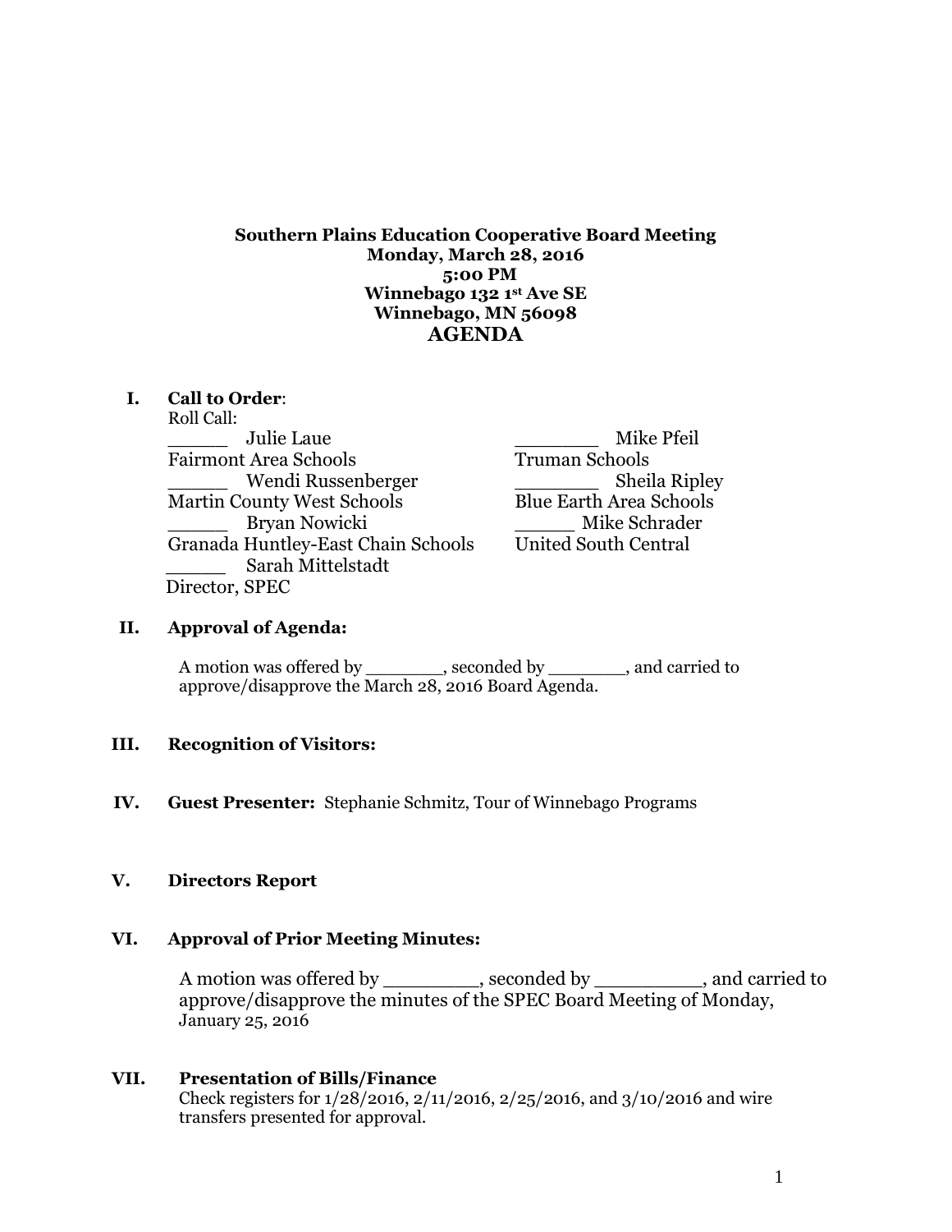**Southern Plains Education Cooperative Board Meeting**
**Monday, March 28, 2016**
**5:00 PM**
**Winnebago 132 1st Ave SE**
**Winnebago, MN 56098**

## AGENDA

**I. Call to Order**:

Roll Call:

_____ Julie Laue
Fairmont Area Schools

_____ Wendi Russenberger
Martin County West Schools

_____ Bryan Nowicki
Granada Huntley-East Chain Schools

_____ Sarah Mittelstadt
Director, SPEC

_______ Mike Pfeil
Truman Schools

_______ Sheila Ripley
Blue Earth Area Schools

_____ Mike Schrader
United South Central

**II. Approval of Agenda:**

A motion was offered by _______, seconded by _______, and carried to approve/disapprove the March 28, 2016 Board Agenda.

**III. Recognition of Visitors:**

**IV. Guest Presenter:** Stephanie Schmitz, Tour of Winnebago Programs

**V. Directors Report**

**VI. Approval of Prior Meeting Minutes:**

A motion was offered by ________, seconded by _________, and carried to approve/disapprove the minutes of the SPEC Board Meeting of Monday, January 25, 2016

**VII. Presentation of Bills/Finance**

Check registers for 1/28/2016, 2/11/2016, 2/25/2016, and 3/10/2016 and wire transfers presented for approval.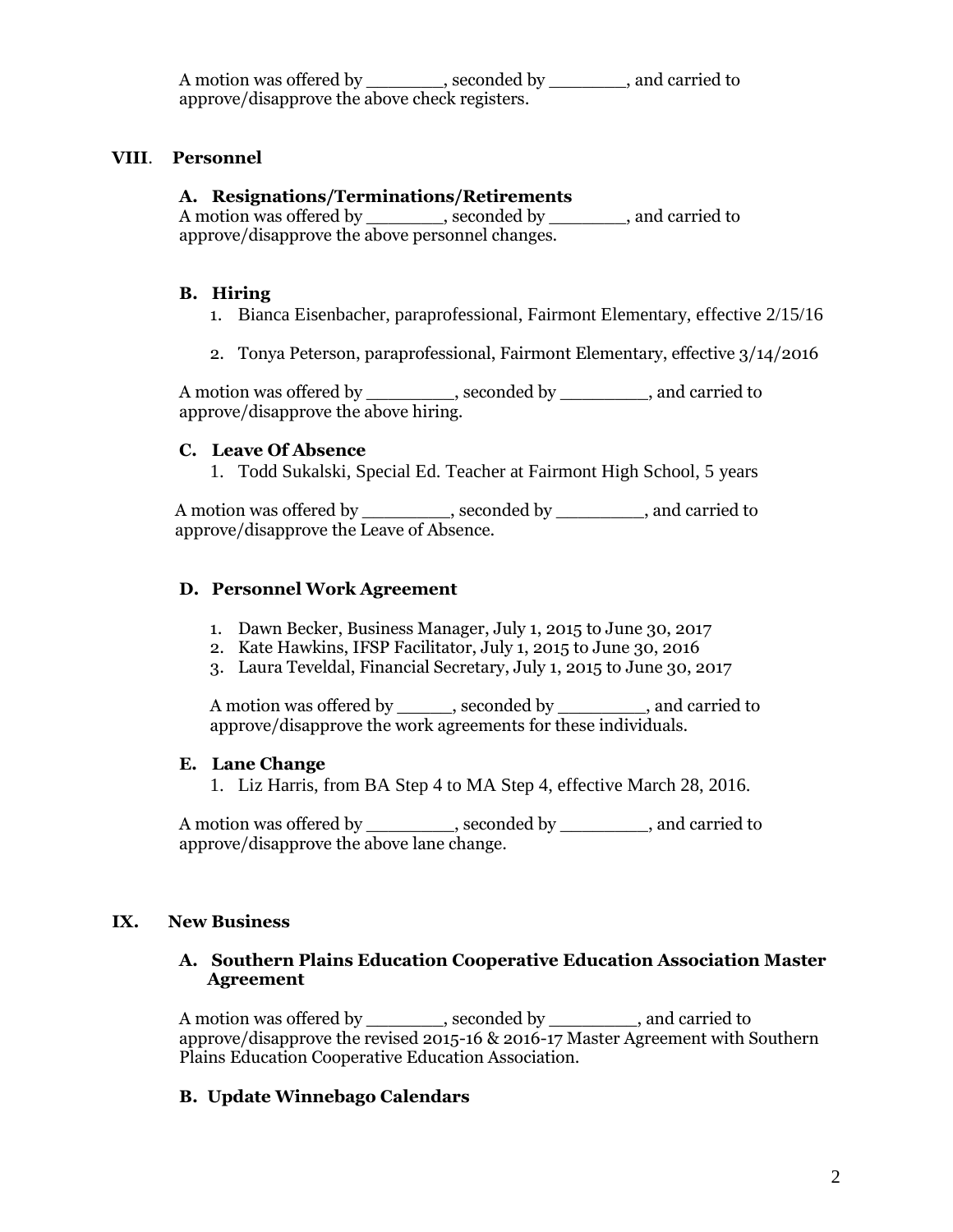A motion was offered by _______, seconded by _______, and carried to approve/disapprove the above check registers.

## VIII. Personnel

### A. Resignations/Terminations/Retirements

A motion was offered by _______, seconded by _______, and carried to approve/disapprove the above personnel changes.

### B. Hiring

1. Bianca Eisenbacher, paraprofessional, Fairmont Elementary, effective 2/15/16
2. Tonya Peterson, paraprofessional, Fairmont Elementary, effective 3/14/2016

A motion was offered by ________, seconded by ________, and carried to approve/disapprove the above hiring.

### C. Leave Of Absence

1. Todd Sukalski, Special Ed. Teacher at Fairmont High School, 5 years

A motion was offered by ________, seconded by ________, and carried to approve/disapprove the Leave of Absence.

### D. Personnel Work Agreement

1. Dawn Becker, Business Manager, July 1, 2015 to June 30, 2017
2. Kate Hawkins, IFSP Facilitator, July 1, 2015 to June 30, 2016
3. Laura Teveldal, Financial Secretary, July 1, 2015 to June 30, 2017

A motion was offered by _____, seconded by ________, and carried to approve/disapprove the work agreements for these individuals.

### E. Lane Change

1. Liz Harris, from BA Step 4 to MA Step 4, effective March 28, 2016.

A motion was offered by ________, seconded by ________, and carried to approve/disapprove the above lane change.

## IX. New Business

### A. Southern Plains Education Cooperative Education Association Master Agreement

A motion was offered by _______, seconded by ________, and carried to approve/disapprove the revised 2015-16 & 2016-17 Master Agreement with Southern Plains Education Cooperative Education Association.

### B. Update Winnebago Calendars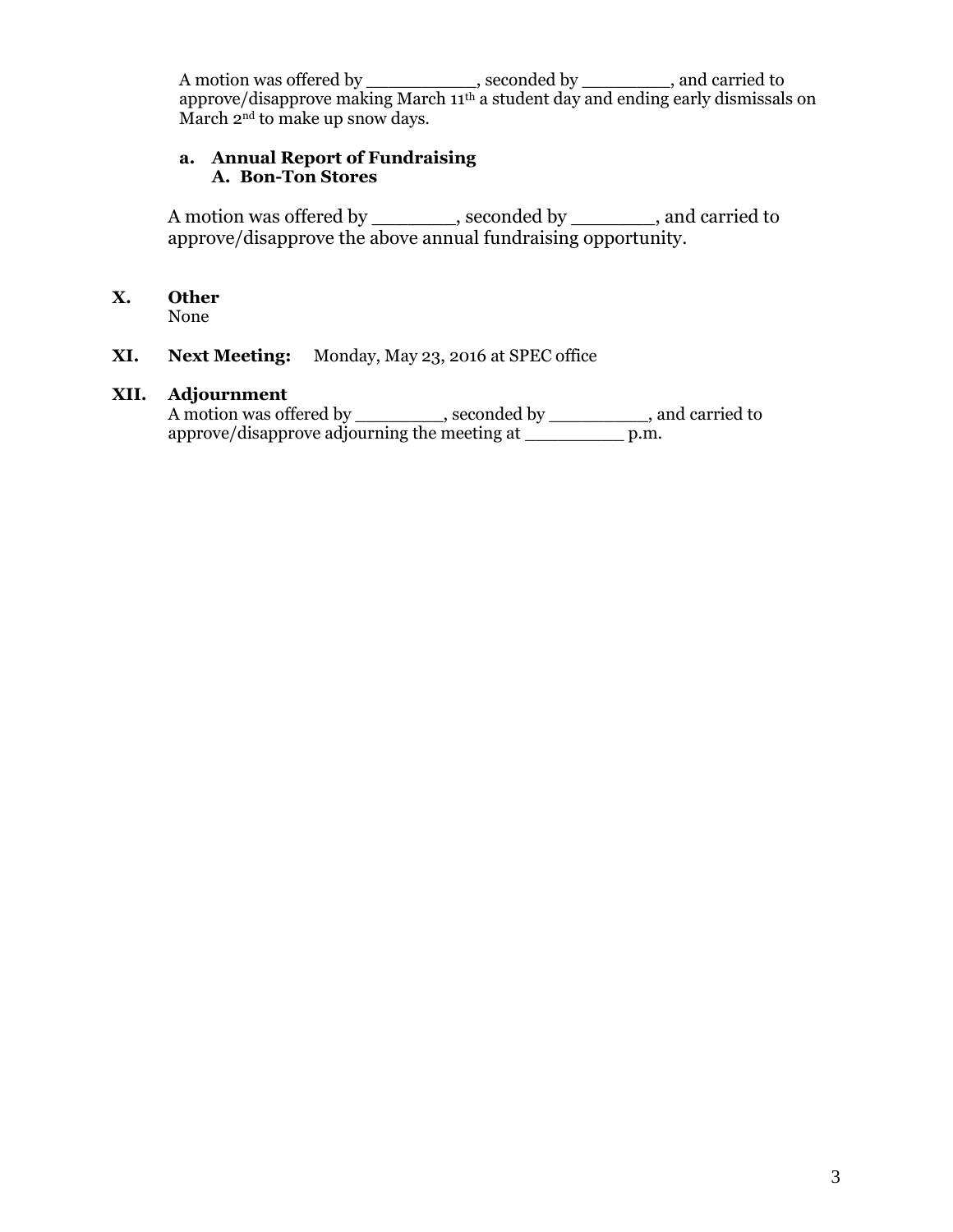A motion was offered by __________, seconded by ________, and carried to approve/disapprove making March 11th a student day and ending early dismissals on March 2nd to make up snow days.

**a. Annual Report of Fundraising**
**A. Bon-Ton Stores**

A motion was offered by _______, seconded by _______, and carried to approve/disapprove the above annual fundraising opportunity.

## X. Other

None

## XI. Next Meeting: Monday, May 23, 2016 at SPEC office

## XII. Adjournment

A motion was offered by ________, seconded by _________, and carried to approve/disapprove adjourning the meeting at _________ p.m.